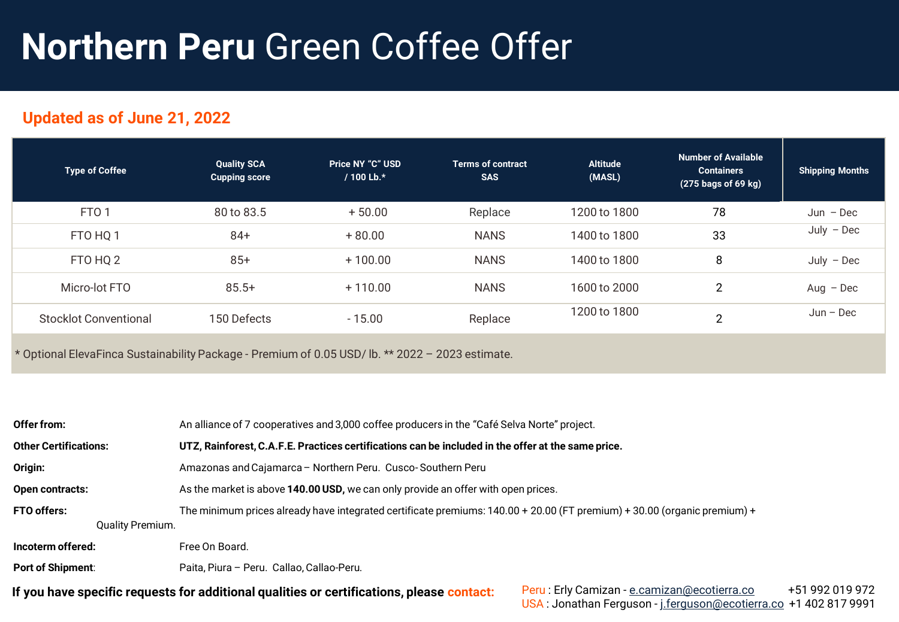# **Northern Peru** Green Coffee Offer

## Updated as of June 21, 2022

| Type of Coffee | Quality SCA Cupping score | Price NY "C" USD / 100 Lb.* | Terms of contract SAS | Altitude (MASL) | Number of Available Containers (275 bags of 69 kg) | Shipping Months |
|---|---|---|---|---|---|---|
| FTO 1 | 80 to 83.5 | + 50.00 | Replace | 1200 to 1800 | 78 | Jun – Dec |
| FTO HQ 1 | 84+ | + 80.00 | NANS | 1400 to 1800 | 33 | July – Dec |
| FTO HQ 2 | 85+ | + 100.00 | NANS | 1400 to 1800 | 8 | July – Dec |
| Micro-lot FTO | 85.5+ | + 110.00 | NANS | 1600 to 2000 | 2 | Aug – Dec |
| Stocklot Conventional | 150 Defects | - 15.00 | Replace | 1200 to 1800 | 2 | Jun – Dec |
| * Optional ElevaFinca Sustainability Package - Premium of 0.05 USD/ lb. ** 2022 – 2023 estimate. | | | | | | |

**Offer from:** An alliance of 7 cooperatives and 3,000 coffee producers in the "Café Selva Norte" project.

**Other Certifications:** **UTZ, Rainforest, C.A.F.E. Practices certifications can be included in the offer at the same price.**

**Origin:** Amazonas and Cajamarca – Northern Peru. Cusco- Southern Peru

**Open contracts:** As the market is above **140.00 USD,** we can only provide an offer with open prices.

**FTO offers:** The minimum prices already have integrated certificate premiums: 140.00 + 20.00 (FT premium) + 30.00 (organic premium) + Quality Premium.

**Incoterm offered:** Free On Board.

**Port of Shipment:** Paita, Piura – Peru. Callao, Callao-Peru.

**If you have specific requests for additional qualities or certifications, please contact:**

Peru : Erly Camizan - e.camizan@ecotierra.co +51 992 019 972
USA : Jonathan Ferguson - j.ferguson@ecotierra.co +1 402 817 9991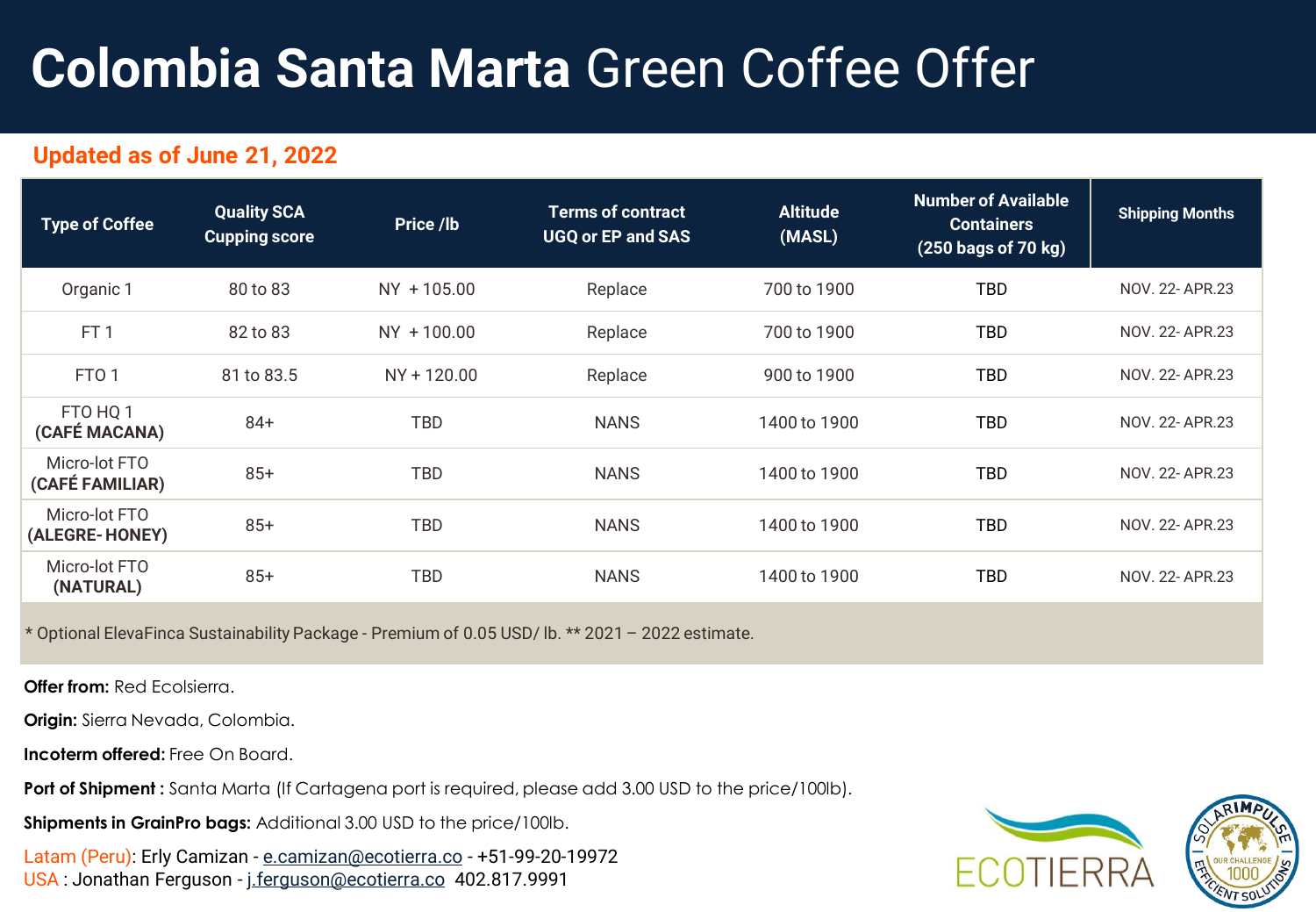# **Colombia Santa Marta** Green Coffee Offer

**Updated as of June 21, 2022**

| Type of Coffee | Quality SCA Cupping score | Price /lb | Terms of contract UGQ or EP and SAS | Altitude (MASL) | Number of Available Containers (250 bags of 70 kg) | Shipping Months |
|---|---|---|---|---|---|---|
| Organic 1 | 80 to 83 | NY + 105.00 | Replace | 700 to 1900 | TBD | NOV. 22- APR.23 |
| FT 1 | 82 to 83 | NY + 100.00 | Replace | 700 to 1900 | TBD | NOV. 22- APR.23 |
| FTO 1 | 81 to 83.5 | NY + 120.00 | Replace | 900 to 1900 | TBD | NOV. 22- APR.23 |
| FTO HQ 1 **(CAFÉ MACANA)** | 84+ | TBD | NANS | 1400 to 1900 | TBD | NOV. 22- APR.23 |
| Micro-lot FTO **(CAFÉ FAMILIAR)** | 85+ | TBD | NANS | 1400 to 1900 | TBD | NOV. 22- APR.23 |
| Micro-lot FTO **(ALEGRE- HONEY)** | 85+ | TBD | NANS | 1400 to 1900 | TBD | NOV. 22- APR.23 |
| Micro-lot FTO **(NATURAL)** | 85+ | TBD | NANS | 1400 to 1900 | TBD | NOV. 22- APR.23 |

* Optional ElevaFinca Sustainability Package - Premium of 0.05 USD/ lb. ** 2021 – 2022 estimate.

**Offer from:** Red Ecolsierra.

**Origin:** Sierra Nevada, Colombia.

**Incoterm offered:** Free On Board.

**Port of Shipment :** Santa Marta (If Cartagena port is required, please add 3.00 USD to the price/100lb).

**Shipments in GrainPro bags:** Additional 3.00 USD to the price/100lb.

Latam (Peru): Erly Camizan - e.camizan@ecotierra.co - +51-99-20-19972
USA : Jonathan Ferguson - j.ferguson@ecotierra.co 402.817.9991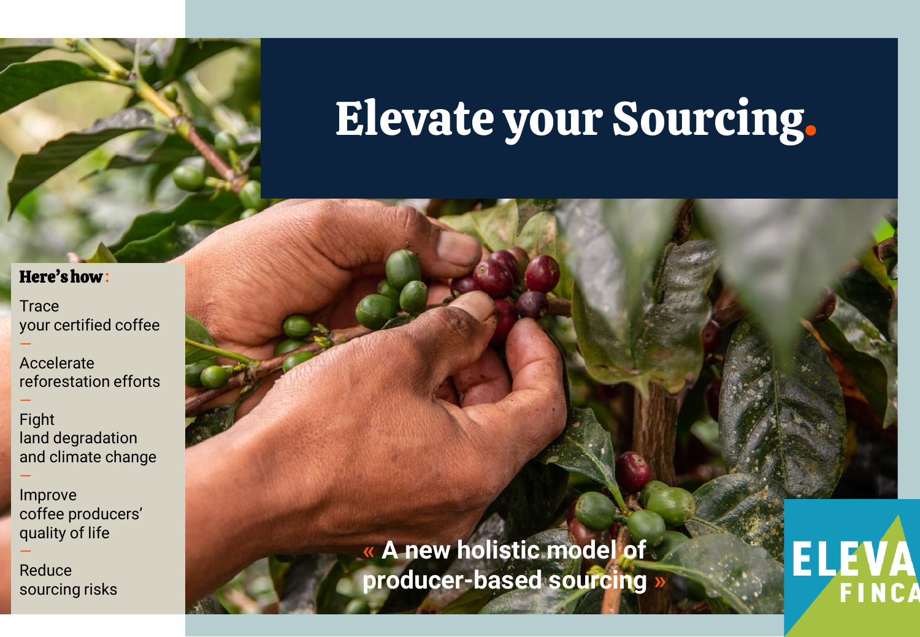# Elevate your Sourcing.

**Here's how:**

Trace
your certified coffee

—

Accelerate
reforestation efforts

—

Fight
land degradation
and climate change

—

Improve
coffee producers'
quality of life

—

Reduce
sourcing risks

**« A new holistic model of producer-based sourcing »**

ELEVA
FINCA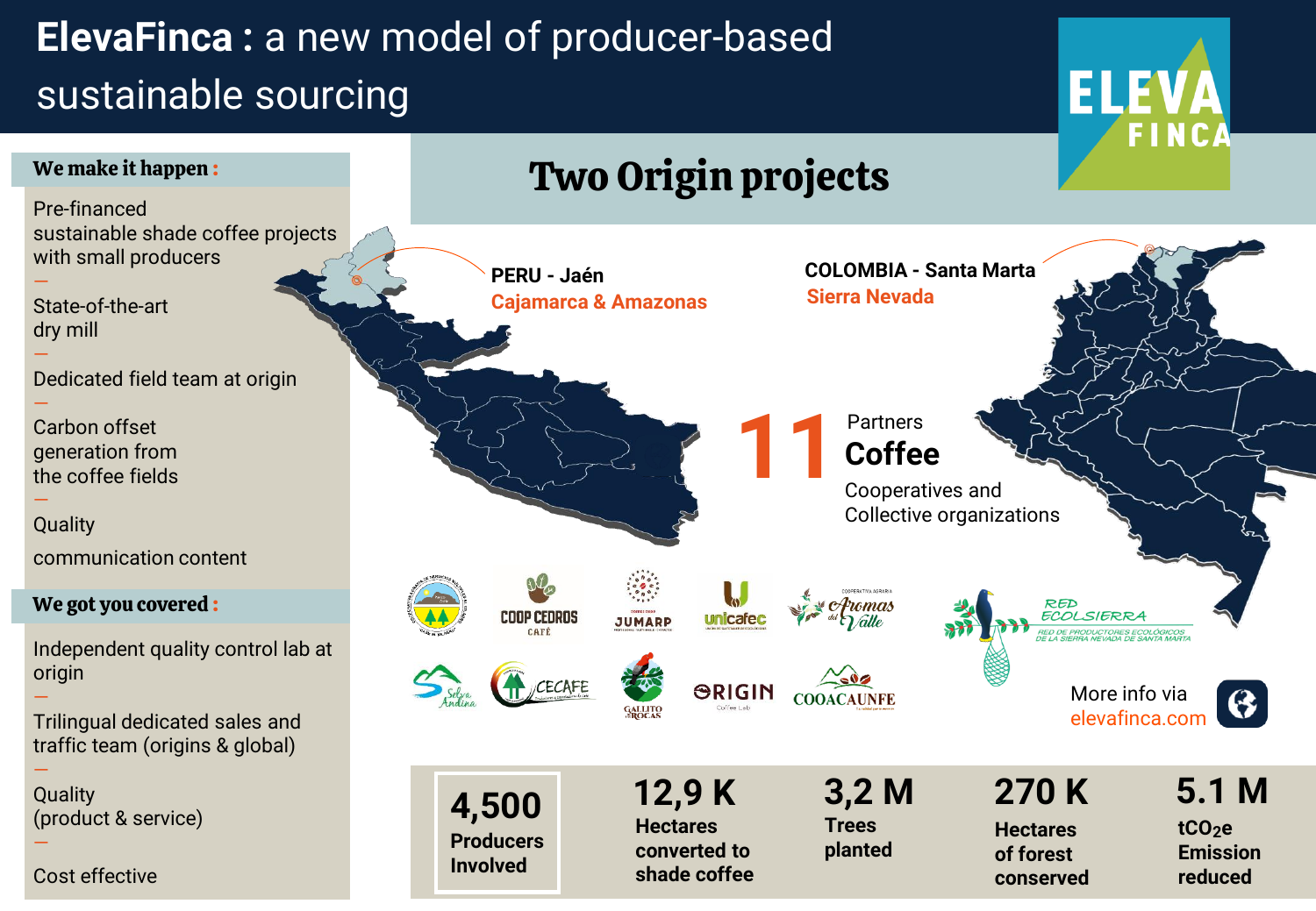# ElevaFinca : a new model of producer-based sustainable sourcing

ELEVA FINCA

## We make it happen :

Pre-financed sustainable shade coffee projects with small producers

—

State-of-the-art dry mill

—

Dedicated field team at origin

—

Carbon offset generation from the coffee fields

—

Quality communication content

## We got you covered :

Independent quality control lab at origin

—

Trilingual dedicated sales and traffic team (origins & global)

—

Quality (product & service)

—

Cost effective

## Two Origin projects

**PERU - Jaén**
Cajamarca & Amazonas

**COLOMBIA - Santa Marta**
Sierra Nevada

**11** Partners **Coffee** Cooperatives and Collective organizations

COOP CEDROS CAFÉ · JUMARP · unicafec · Aromas del Valle · RED ECOLSIERRA (Red de productores ecológicos de la Sierra Nevada de Santa Marta) · Selva Andina · CECAFE · Gallito de Rocas · ORIGIN Coffee Lab · COOACAUNFE

More info via elevafinca.com

| **4,500** Producers Involved | **12,9 K** Hectares converted to shade coffee | **3,2 M** Trees planted | **270 K** Hectares of forest conserved | **5.1 M** $tCO_2e$ Emission reduced |
|---|---|---|---|---|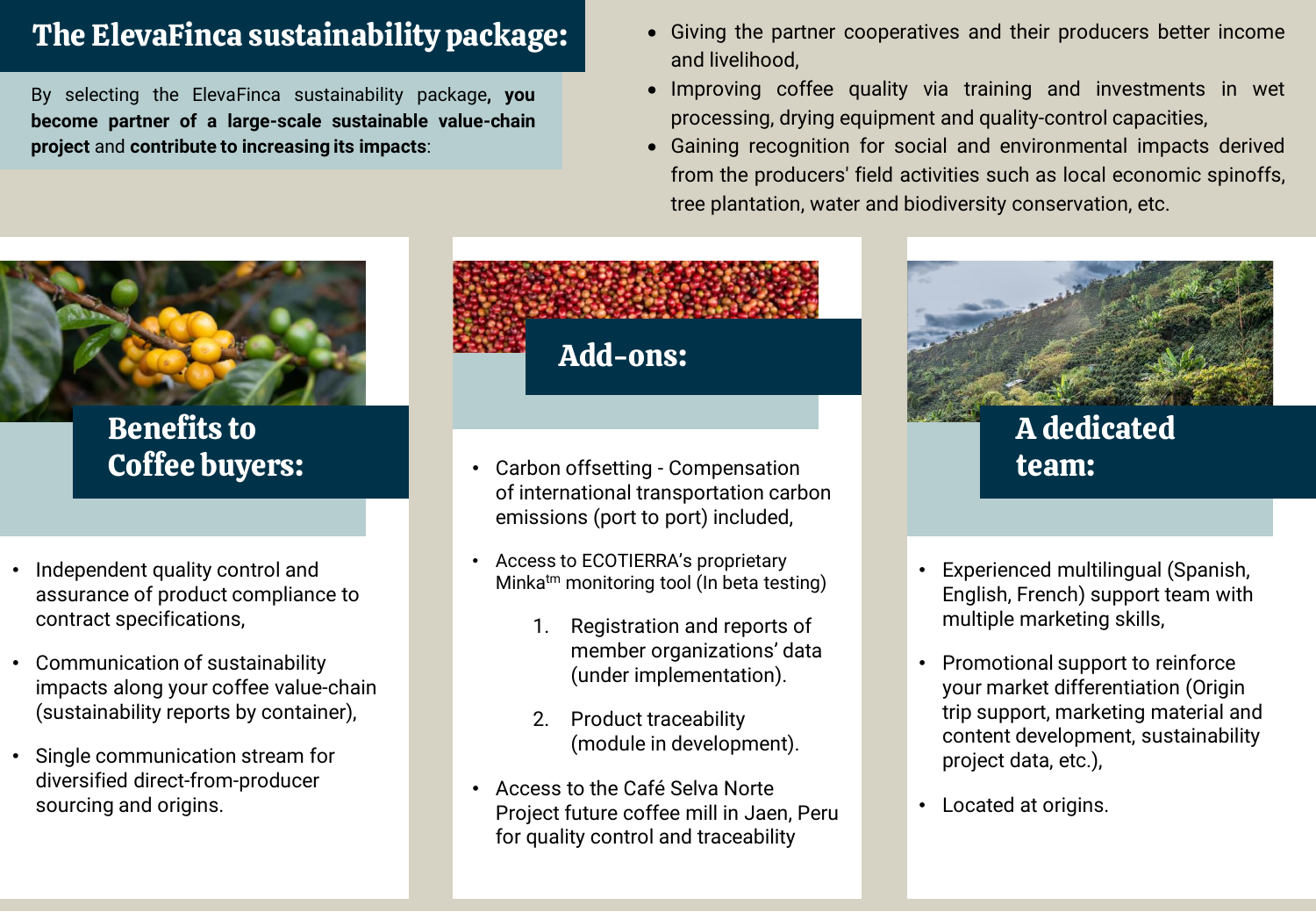# The ElevaFinca sustainability package:

By selecting the ElevaFinca sustainability package, **you become partner of a large-scale sustainable value-chain project** and **contribute to increasing its impacts**:

- Giving the partner cooperatives and their producers better income and livelihood,
- Improving coffee quality via training and investments in wet processing, drying equipment and quality-control capacities,
- Gaining recognition for social and environmental impacts derived from the producers' field activities such as local economic spinoffs, tree plantation, water and biodiversity conservation, etc.

## Benefits to Coffee buyers:

- Independent quality control and assurance of product compliance to contract specifications,
- Communication of sustainability impacts along your coffee value-chain (sustainability reports by container),
- Single communication stream for diversified direct-from-producer sourcing and origins.

## Add-ons:

- Carbon offsetting - Compensation of international transportation carbon emissions (port to port) included,
- Access to ECOTIERRA's proprietary Minka[tm] monitoring tool (In beta testing)
  1. Registration and reports of member organizations' data (under implementation).
  2. Product traceability (module in development).
- Access to the Café Selva Norte Project future coffee mill in Jaen, Peru for quality control and traceability

## A dedicated team:

- Experienced multilingual (Spanish, English, French) support team with multiple marketing skills,
- Promotional support to reinforce your market differentiation (Origin trip support, marketing material and content development, sustainability project data, etc.),
- Located at origins.